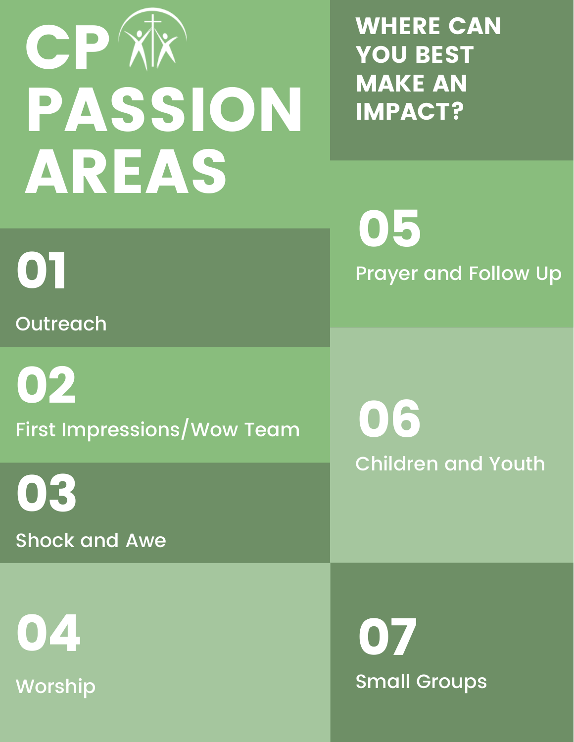# CP PASSION AREAS

## WHERE CAN YOU BEST MAKE AN IMPACT?

### 01
Outreach

### 02
First Impressions/Wow Team

### 03
Shock and Awe

### 04
Worship

### 05
Prayer and Follow Up

### 06
Children and Youth

### 07
Small Groups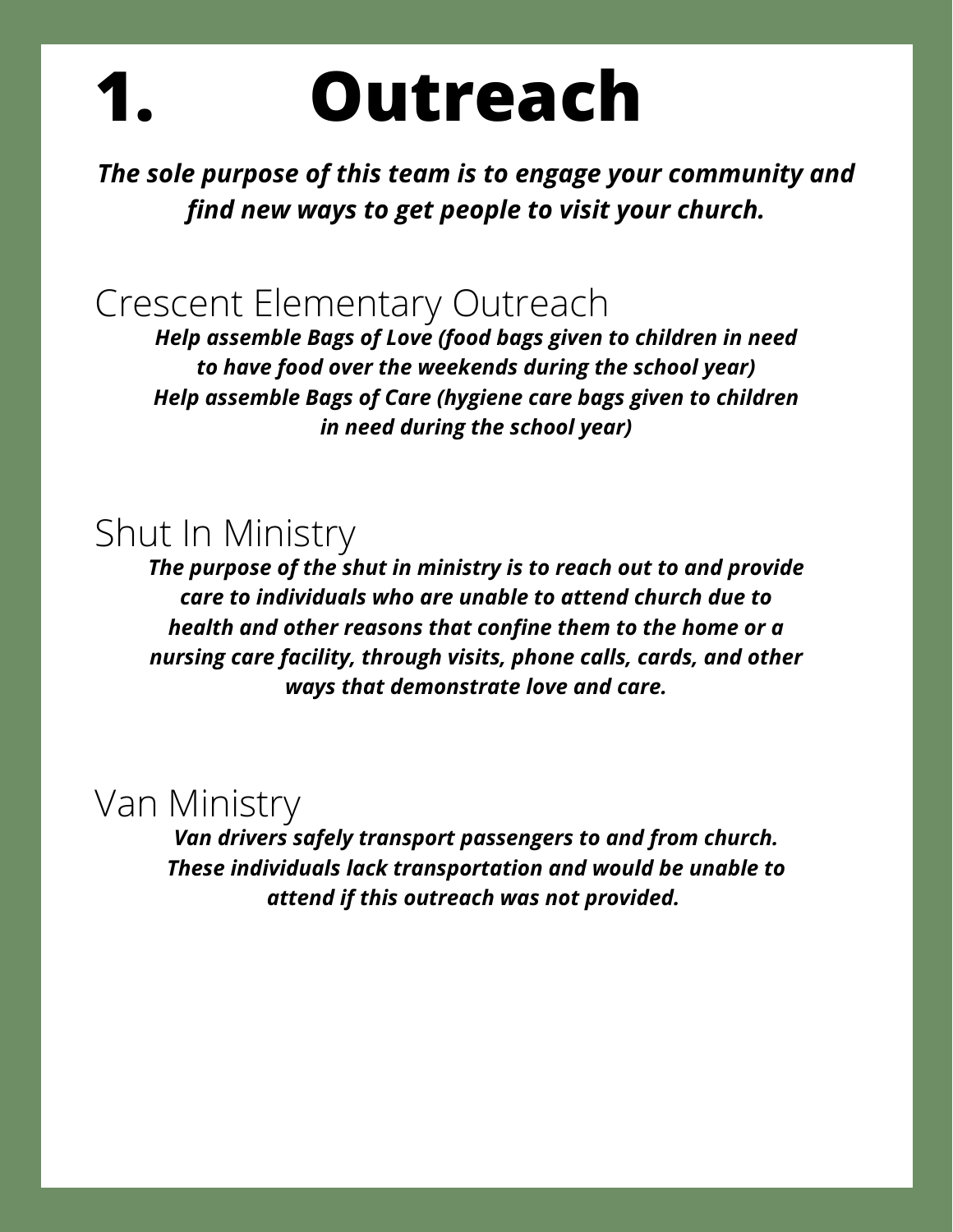# 1. Outreach

***The sole purpose of this team is to engage your community and find new ways to get people to visit your church.***

## Crescent Elementary Outreach

***Help assemble Bags of Love (food bags given to children in need to have food over the weekends during the school year)***
***Help assemble Bags of Care (hygiene care bags given to children in need during the school year)***

## Shut In Ministry

***The purpose of the shut in ministry is to reach out to and provide care to individuals who are unable to attend church due to health and other reasons that confine them to the home or a nursing care facility, through visits, phone calls, cards, and other ways that demonstrate love and care.***

## Van Ministry

***Van drivers safely transport passengers to and from church. These individuals lack transportation and would be unable to attend if this outreach was not provided.***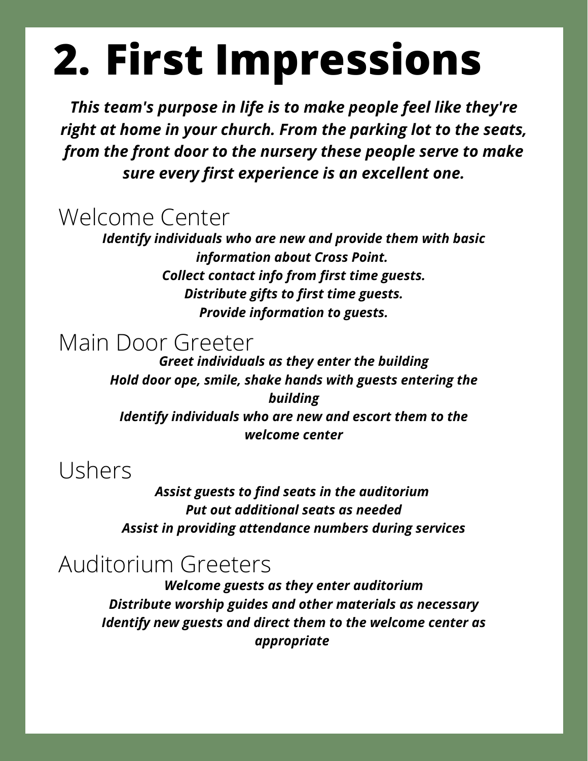# 2. First Impressions

***This team's purpose in life is to make people feel like they're right at home in your church. From the parking lot to the seats, from the front door to the nursery these people serve to make sure every first experience is an excellent one.***

## Welcome Center

***Identify individuals who are new and provide them with basic information about Cross Point.***
***Collect contact info from first time guests.***
***Distribute gifts to first time guests.***
***Provide information to guests.***

## Main Door Greeter

***Greet individuals as they enter the building***
***Hold door ope, smile, shake hands with guests entering the building***
***Identify individuals who are new and escort them to the welcome center***

## Ushers

***Assist guests to find seats in the auditorium***
***Put out additional seats as needed***
***Assist in providing attendance numbers during services***

## Auditorium Greeters

***Welcome guests as they enter auditorium***
***Distribute worship guides and other materials as necessary***
***Identify new guests and direct them to the welcome center as appropriate***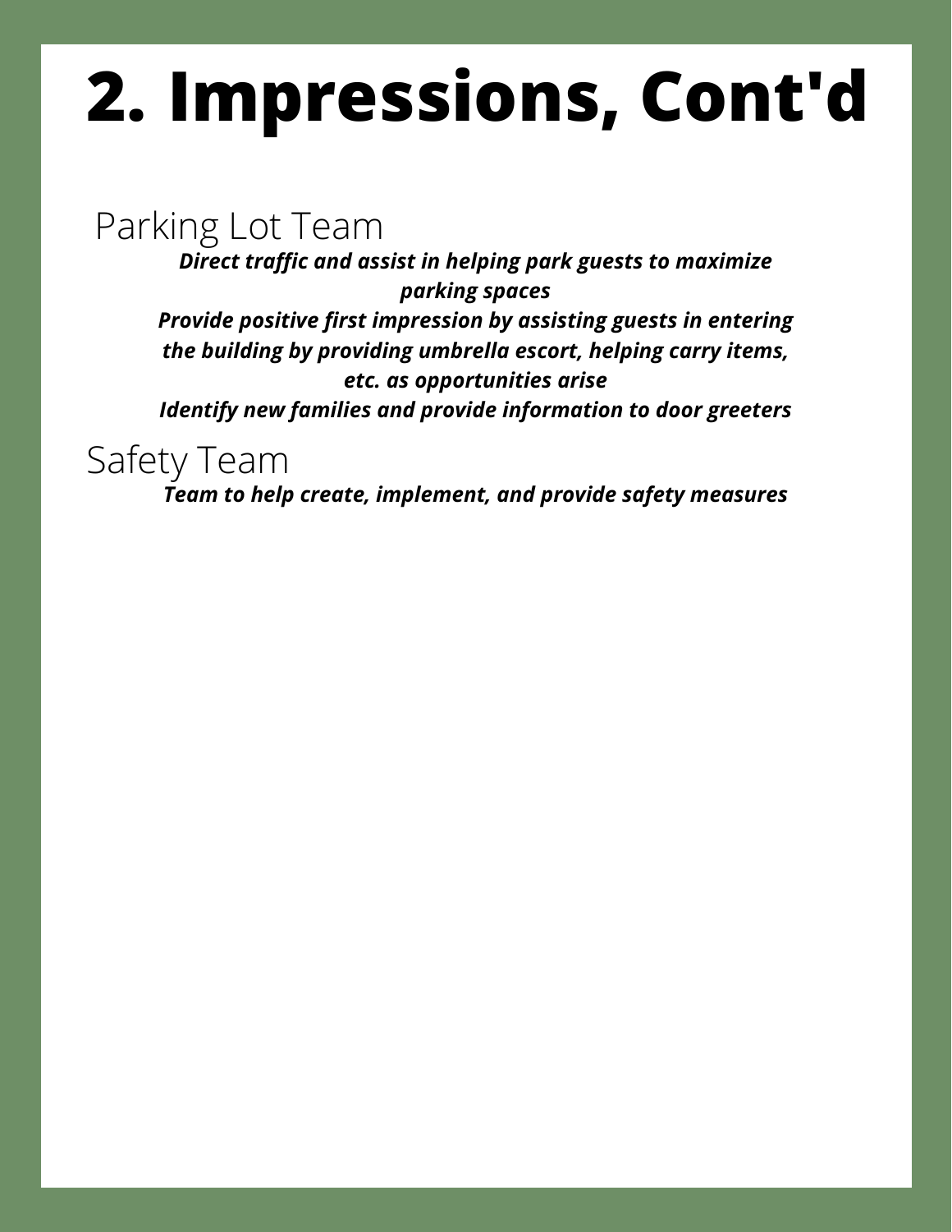# 2. Impressions, Cont'd

## Parking Lot Team

***Direct traffic and assist in helping park guests to maximize parking spaces***

***Provide positive first impression by assisting guests in entering the building by providing umbrella escort, helping carry items, etc. as opportunities arise***

***Identify new families and provide information to door greeters***

## Safety Team

***Team to help create, implement, and provide safety measures***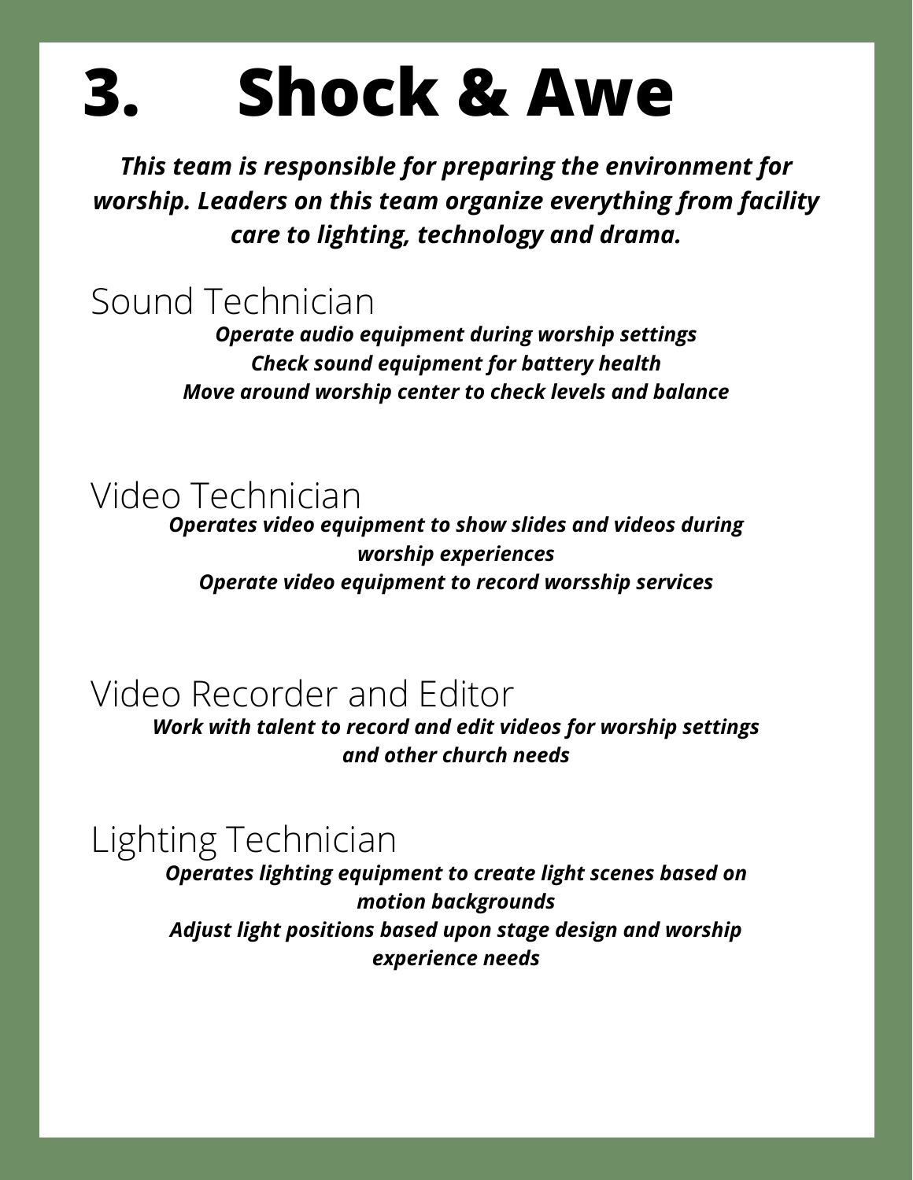# 3. Shock & Awe

***This team is responsible for preparing the environment for worship. Leaders on this team organize everything from facility care to lighting, technology and drama.***

## Sound Technician

***Operate audio equipment during worship settings***
***Check sound equipment for battery health***
***Move around worship center to check levels and balance***

## Video Technician

***Operates video equipment to show slides and videos during worship experiences***
***Operate video equipment to record worsship services***

## Video Recorder and Editor

***Work with talent to record and edit videos for worship settings and other church needs***

## Lighting Technician

***Operates lighting equipment to create light scenes based on motion backgrounds***
***Adjust light positions based upon stage design and worship experience needs***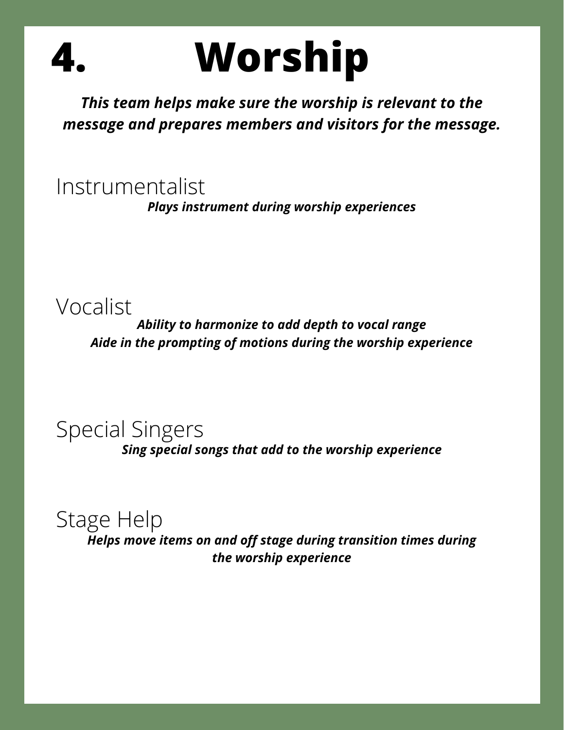# 4. Worship

***This team helps make sure the worship is relevant to the message and prepares members and visitors for the message.***

## Instrumentalist

***Plays instrument during worship experiences***

## Vocalist

***Ability to harmonize to add depth to vocal range***
***Aide in the prompting of motions during the worship experience***

## Special Singers

***Sing special songs that add to the worship experience***

## Stage Help

***Helps move items on and off stage during transition times during the worship experience***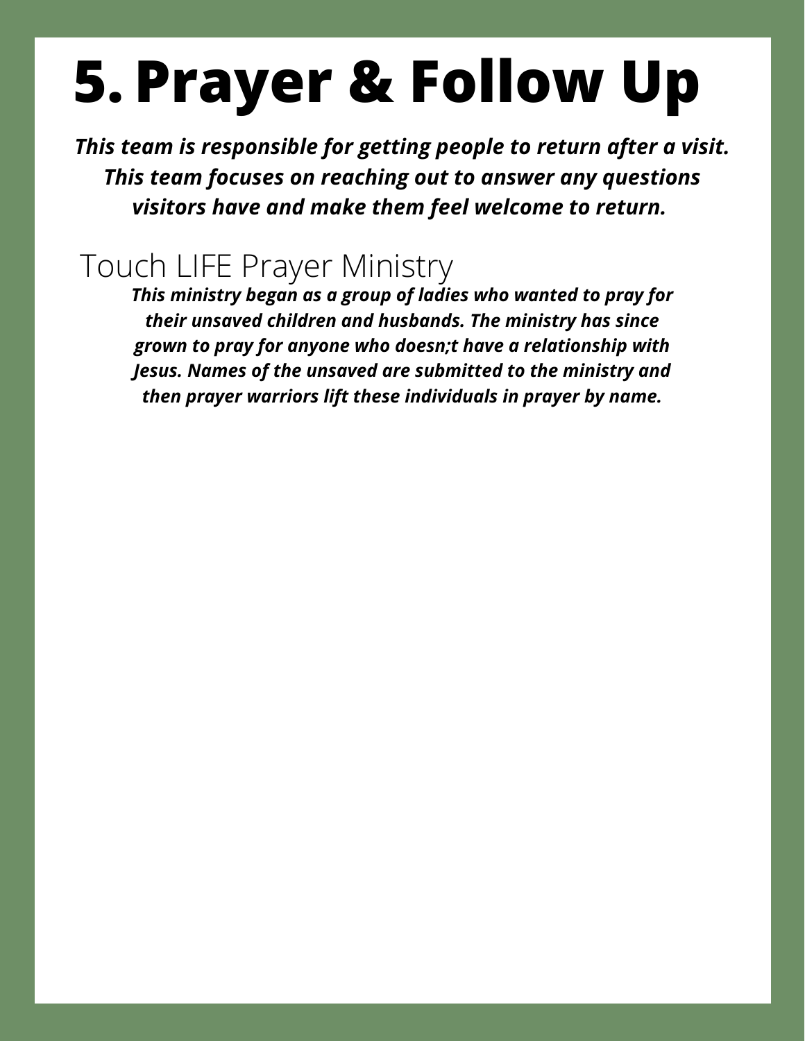# 5. Prayer & Follow Up

***This team is responsible for getting people to return after a visit. This team focuses on reaching out to answer any questions visitors have and make them feel welcome to return.***

## Touch LIFE Prayer Ministry

***This ministry began as a group of ladies who wanted to pray for their unsaved children and husbands. The ministry has since grown to pray for anyone who doesn;t have a relationship with Jesus. Names of the unsaved are submitted to the ministry and then prayer warriors lift these individuals in prayer by name.***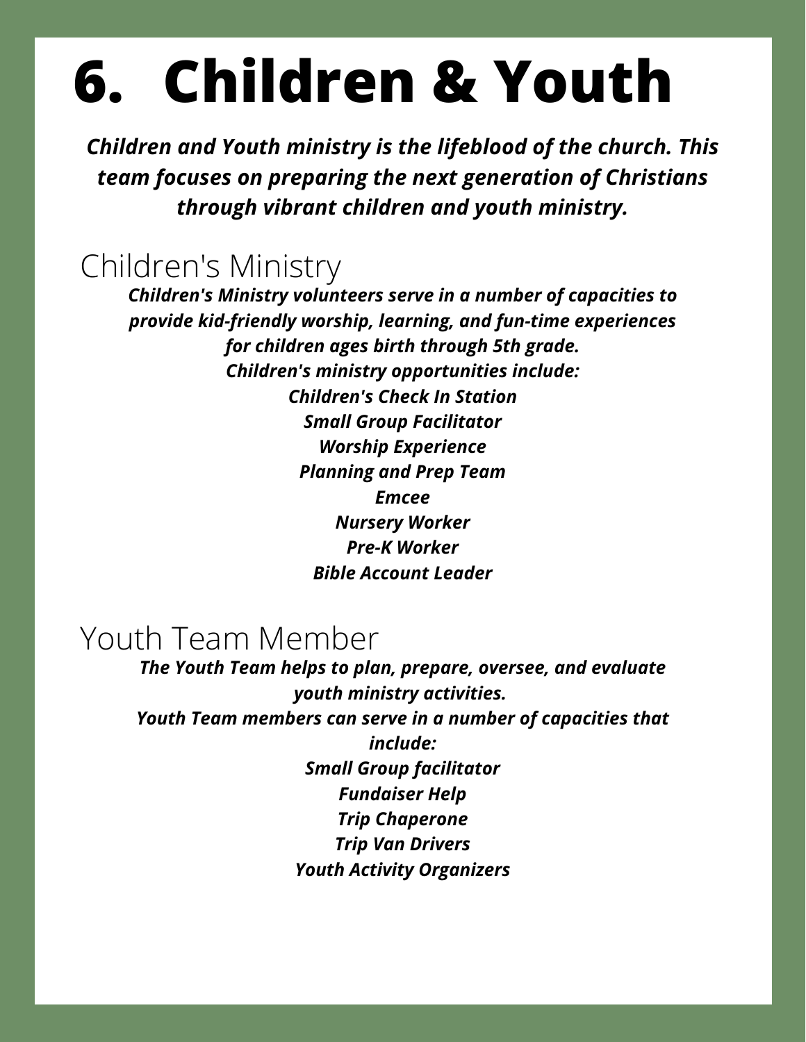# 6. Children & Youth

***Children and Youth ministry is the lifeblood of the church. This team focuses on preparing the next generation of Christians through vibrant children and youth ministry.***

## Children's Ministry

***Children's Ministry volunteers serve in a number of capacities to provide kid-friendly worship, learning, and fun-time experiences for children ages birth through 5th grade.***

***Children's ministry opportunities include:***

***Children's Check In Station***
***Small Group Facilitator***
***Worship Experience***
***Planning and Prep Team***
***Emcee***
***Nursery Worker***
***Pre-K Worker***
***Bible Account Leader***

## Youth Team Member

***The Youth Team helps to plan, prepare, oversee, and evaluate youth ministry activities.***

***Youth Team members can serve in a number of capacities that include:***

***Small Group facilitator***
***Fundaiser Help***
***Trip Chaperone***
***Trip Van Drivers***
***Youth Activity Organizers***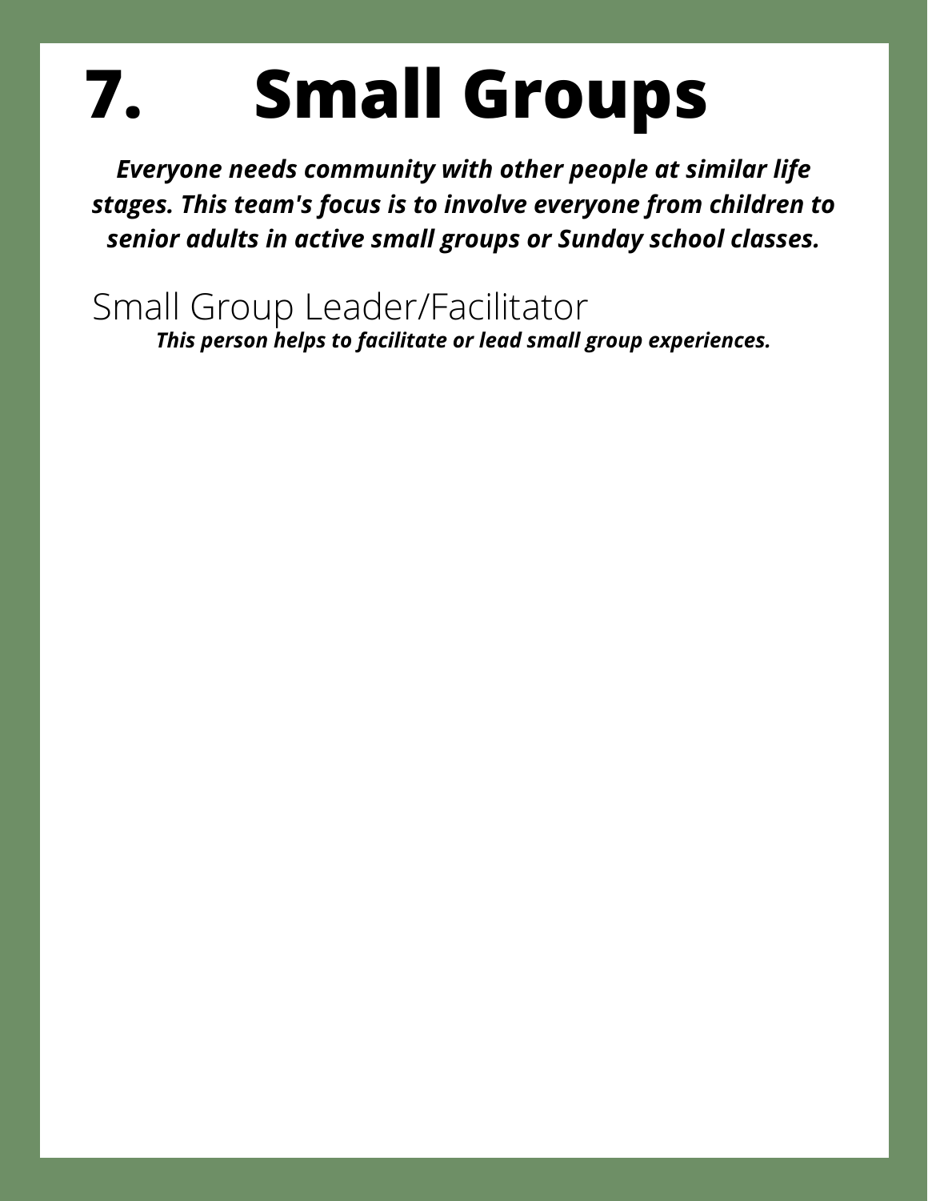# 7. Small Groups

***Everyone needs community with other people at similar life stages. This team's focus is to involve everyone from children to senior adults in active small groups or Sunday school classes.***

## Small Group Leader/Facilitator

***This person helps to facilitate or lead small group experiences.***